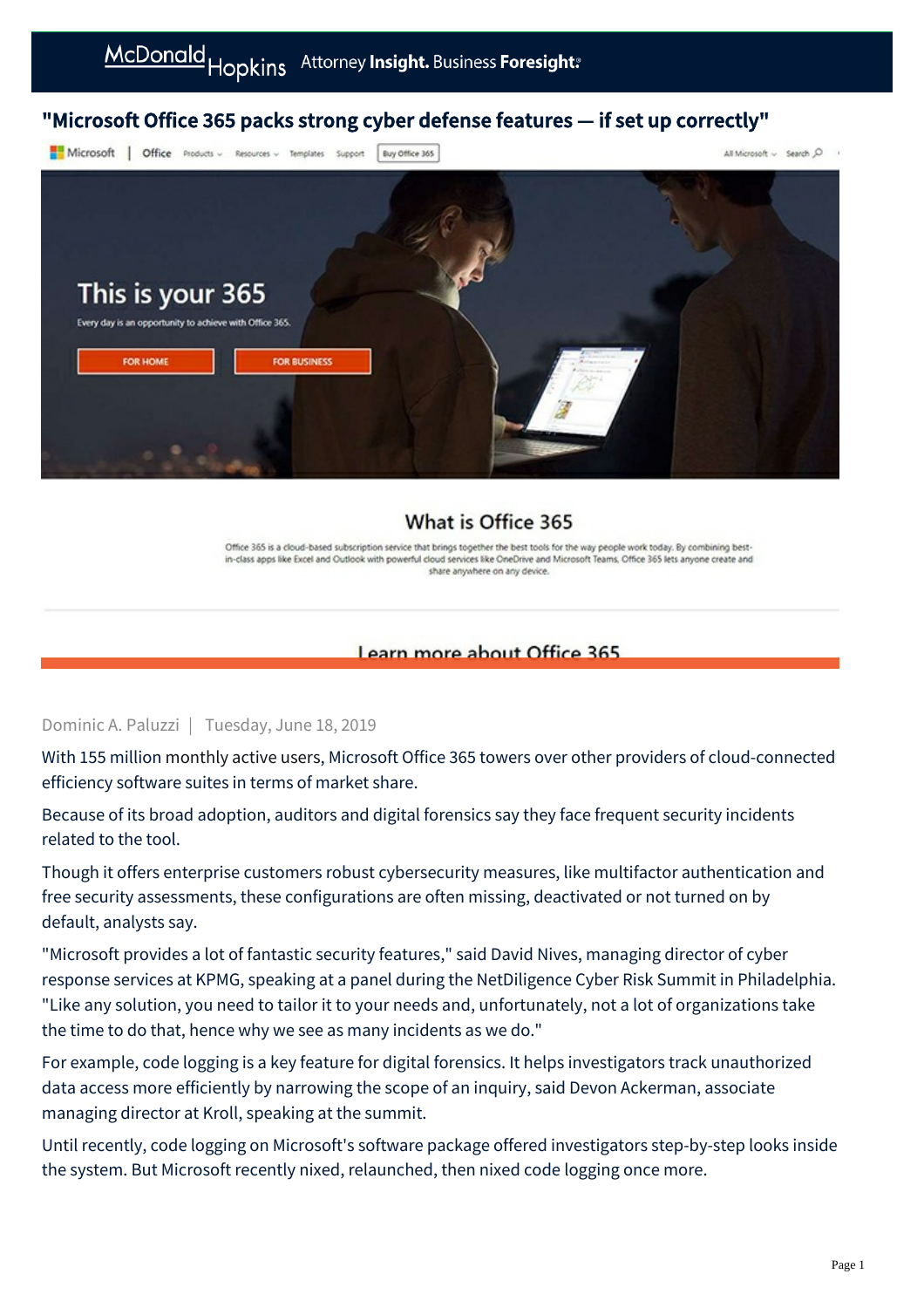# "Microsoft Office 365 packs strong cyber defense features — if set up correctly"

Dominic A. Paluzzi | Tuesday, June 18, 2019

With 155 million monthly active users, Microsoft Office 365 towers over other providers of cloud-connected efficiency software suites in terms of market share.

Because of its broad adoption, auditors and digital forensics say they face frequent security incidents related to the tool.

Though it offers enterprise customers robust cybersecurity measures, like multifactor authentication and free security assessments, these configurations are often missing, deactivated or not turned on by default, analysts say.

"Microsoft provides a lot of fantastic security features," said David Nives, managing director of cyber response services at KPMG, speaking at a panel during the NetDiligence Cyber Risk Summit in Philadelphia. "Like any solution, you need to tailor it to your needs and, unfortunately, not a lot of organizations take the time to do that, hence why we see as many incidents as we do."

For example, code logging is a key feature for digital forensics. It helps investigators track unauthorized data access more efficiently by narrowing the scope of an inquiry, said Devon Ackerman, associate managing director at Kroll, speaking at the summit.

Until recently, code logging on Microsoft's software package offered investigators step-by-step looks inside the system. But Microsoft recently nixed, relaunched, then nixed code logging once more.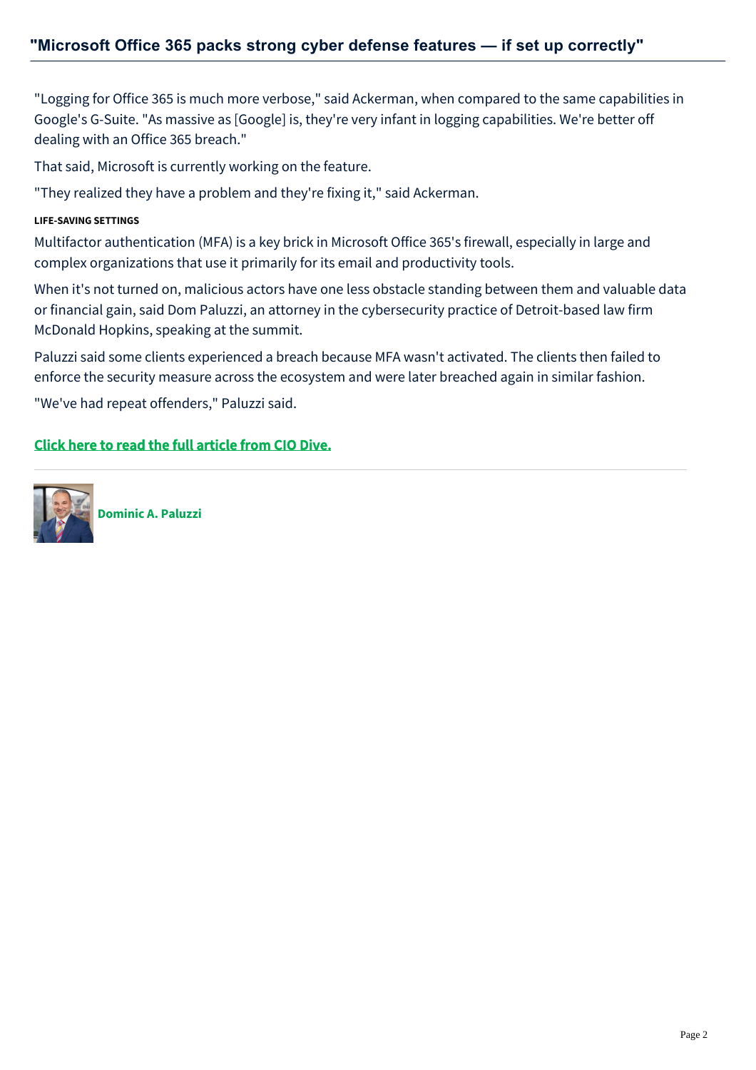"Logging for Office 365 is much more verbose," said Ackerman, when compared to the same capabilities in Google's G-Suite. "As massive as [Google] is, they're very infant in logging capabilities. We're better off dealing with an Office 365 breach."

That said, Microsoft is currently working on the feature.

"They realized they have a problem and they're fixing it," said Ackerman.

#### LIFE-SAVING SETTINGS

Multifactor authentication (MFA) is a key brick in Microsoft Office 365's firewall, especially in large and complex organizations that use it primarily for its email and productivity tools.

When it's not turned on, malicious actors have one less obstacle standing between them and valuable data or financial gain, said Dom Paluzzi, an attorney in the cybersecurity practice of Detroit-based law firm McDonald Hopkins, speaking at the summit.

Paluzzi said some clients experienced a breach because MFA wasn't activated. The clients then failed to enforce the security measure across the ecosystem and were later breached again in similar fashion.

"We've had repeat offenders," Paluzzi said.

**Click here to read the full article from CIO Dive.**

---

**Dominic A. Paluzzi**